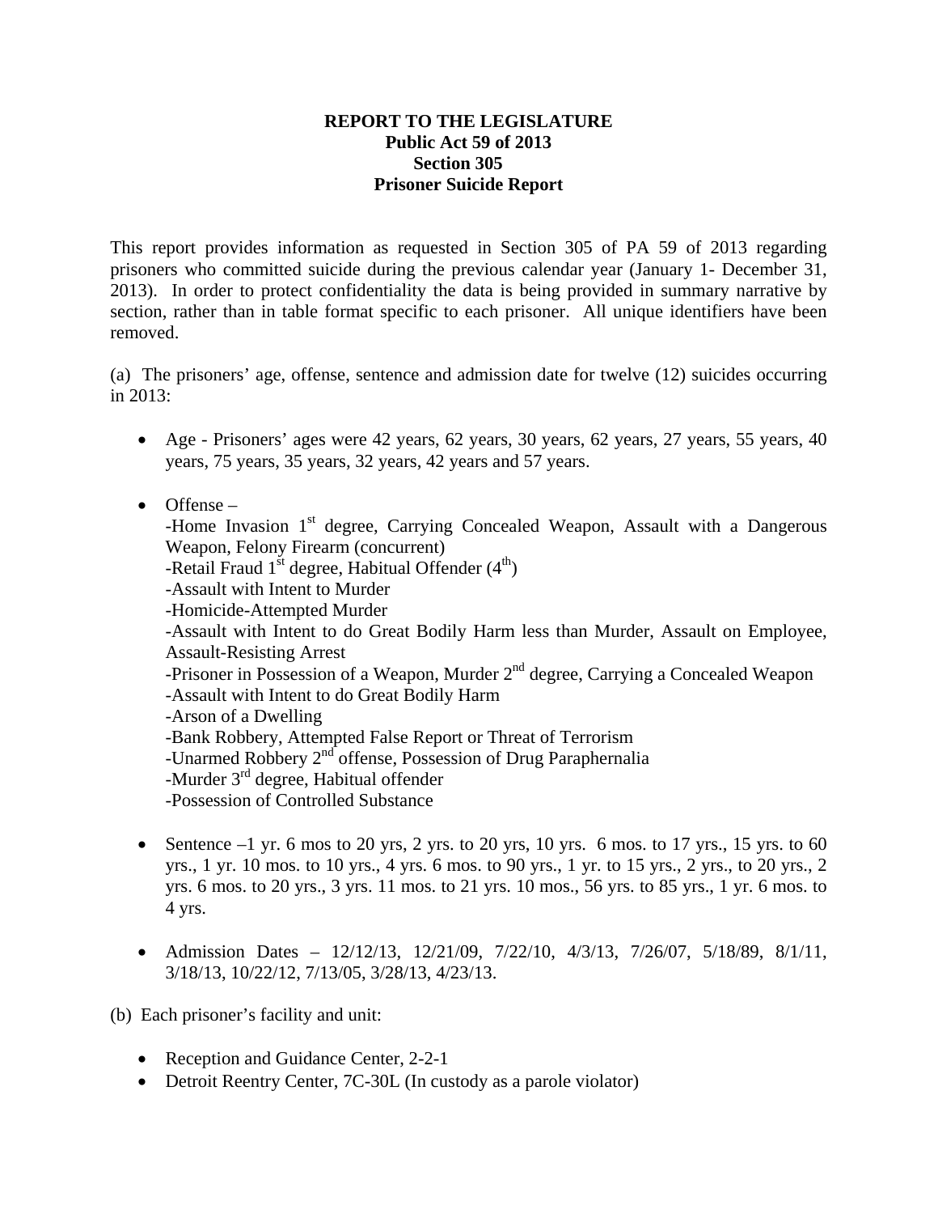**REPORT TO THE LEGISLATURE**
**Public Act 59 of 2013**
**Section 305**
**Prisoner Suicide Report**

This report provides information as requested in Section 305 of PA 59 of 2013 regarding prisoners who committed suicide during the previous calendar year (January 1- December 31, 2013). In order to protect confidentiality the data is being provided in summary narrative by section, rather than in table format specific to each prisoner. All unique identifiers have been removed.

(a) The prisoners' age, offense, sentence and admission date for twelve (12) suicides occurring in 2013:

- Age - Prisoners' ages were 42 years, 62 years, 30 years, 62 years, 27 years, 55 years, 40 years, 75 years, 35 years, 32 years, 42 years and 57 years.

- Offense –
  -Home Invasion 1st degree, Carrying Concealed Weapon, Assault with a Dangerous Weapon, Felony Firearm (concurrent)
  -Retail Fraud 1st degree, Habitual Offender (4th)
  -Assault with Intent to Murder
  -Homicide-Attempted Murder
  -Assault with Intent to do Great Bodily Harm less than Murder, Assault on Employee, Assault-Resisting Arrest
  -Prisoner in Possession of a Weapon, Murder 2nd degree, Carrying a Concealed Weapon
  -Assault with Intent to do Great Bodily Harm
  -Arson of a Dwelling
  -Bank Robbery, Attempted False Report or Threat of Terrorism
  -Unarmed Robbery 2nd offense, Possession of Drug Paraphernalia
  -Murder 3rd degree, Habitual offender
  -Possession of Controlled Substance

- Sentence –1 yr. 6 mos to 20 yrs, 2 yrs. to 20 yrs, 10 yrs. 6 mos. to 17 yrs., 15 yrs. to 60 yrs., 1 yr. 10 mos. to 10 yrs., 4 yrs. 6 mos. to 90 yrs., 1 yr. to 15 yrs., 2 yrs., to 20 yrs., 2 yrs. 6 mos. to 20 yrs., 3 yrs. 11 mos. to 21 yrs. 10 mos., 56 yrs. to 85 yrs., 1 yr. 6 mos. to 4 yrs.

- Admission Dates – 12/12/13, 12/21/09, 7/22/10, 4/3/13, 7/26/07, 5/18/89, 8/1/11, 3/18/13, 10/22/12, 7/13/05, 3/28/13, 4/23/13.

(b) Each prisoner's facility and unit:

- Reception and Guidance Center, 2-2-1
- Detroit Reentry Center, 7C-30L (In custody as a parole violator)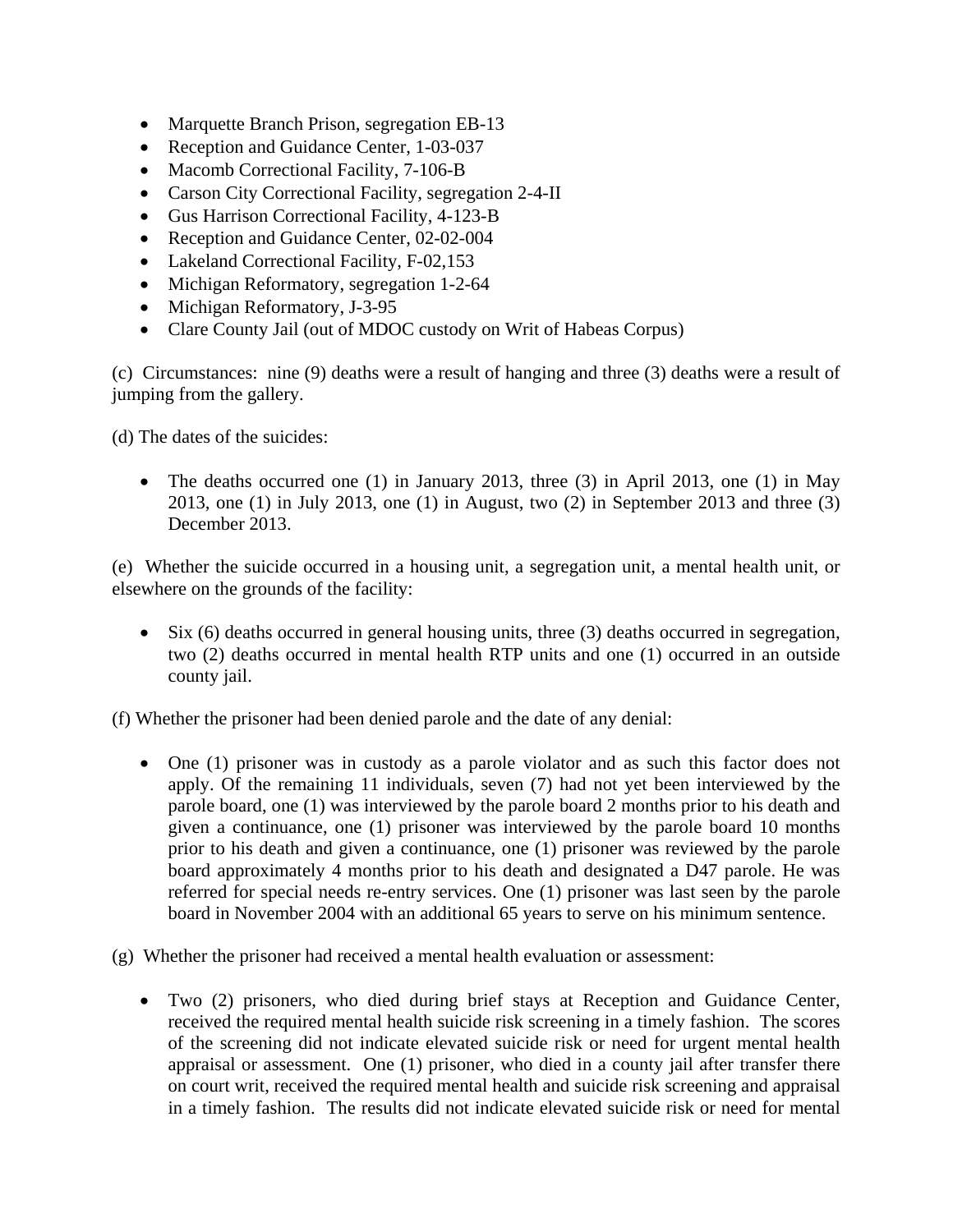- Marquette Branch Prison, segregation EB-13
- Reception and Guidance Center, 1-03-037
- Macomb Correctional Facility, 7-106-B
- Carson City Correctional Facility, segregation 2-4-II
- Gus Harrison Correctional Facility, 4-123-B
- Reception and Guidance Center, 02-02-004
- Lakeland Correctional Facility, F-02,153
- Michigan Reformatory, segregation 1-2-64
- Michigan Reformatory, J-3-95
- Clare County Jail (out of MDOC custody on Writ of Habeas Corpus)

(c) Circumstances: nine (9) deaths were a result of hanging and three (3) deaths were a result of jumping from the gallery.

(d) The dates of the suicides:

- The deaths occurred one (1) in January 2013, three (3) in April 2013, one (1) in May 2013, one (1) in July 2013, one (1) in August, two (2) in September 2013 and three (3) December 2013.

(e) Whether the suicide occurred in a housing unit, a segregation unit, a mental health unit, or elsewhere on the grounds of the facility:

- Six (6) deaths occurred in general housing units, three (3) deaths occurred in segregation, two (2) deaths occurred in mental health RTP units and one (1) occurred in an outside county jail.

(f) Whether the prisoner had been denied parole and the date of any denial:

- One (1) prisoner was in custody as a parole violator and as such this factor does not apply. Of the remaining 11 individuals, seven (7) had not yet been interviewed by the parole board, one (1) was interviewed by the parole board 2 months prior to his death and given a continuance, one (1) prisoner was interviewed by the parole board 10 months prior to his death and given a continuance, one (1) prisoner was reviewed by the parole board approximately 4 months prior to his death and designated a D47 parole. He was referred for special needs re-entry services. One (1) prisoner was last seen by the parole board in November 2004 with an additional 65 years to serve on his minimum sentence.

(g) Whether the prisoner had received a mental health evaluation or assessment:

- Two (2) prisoners, who died during brief stays at Reception and Guidance Center, received the required mental health suicide risk screening in a timely fashion. The scores of the screening did not indicate elevated suicide risk or need for urgent mental health appraisal or assessment. One (1) prisoner, who died in a county jail after transfer there on court writ, received the required mental health and suicide risk screening and appraisal in a timely fashion. The results did not indicate elevated suicide risk or need for mental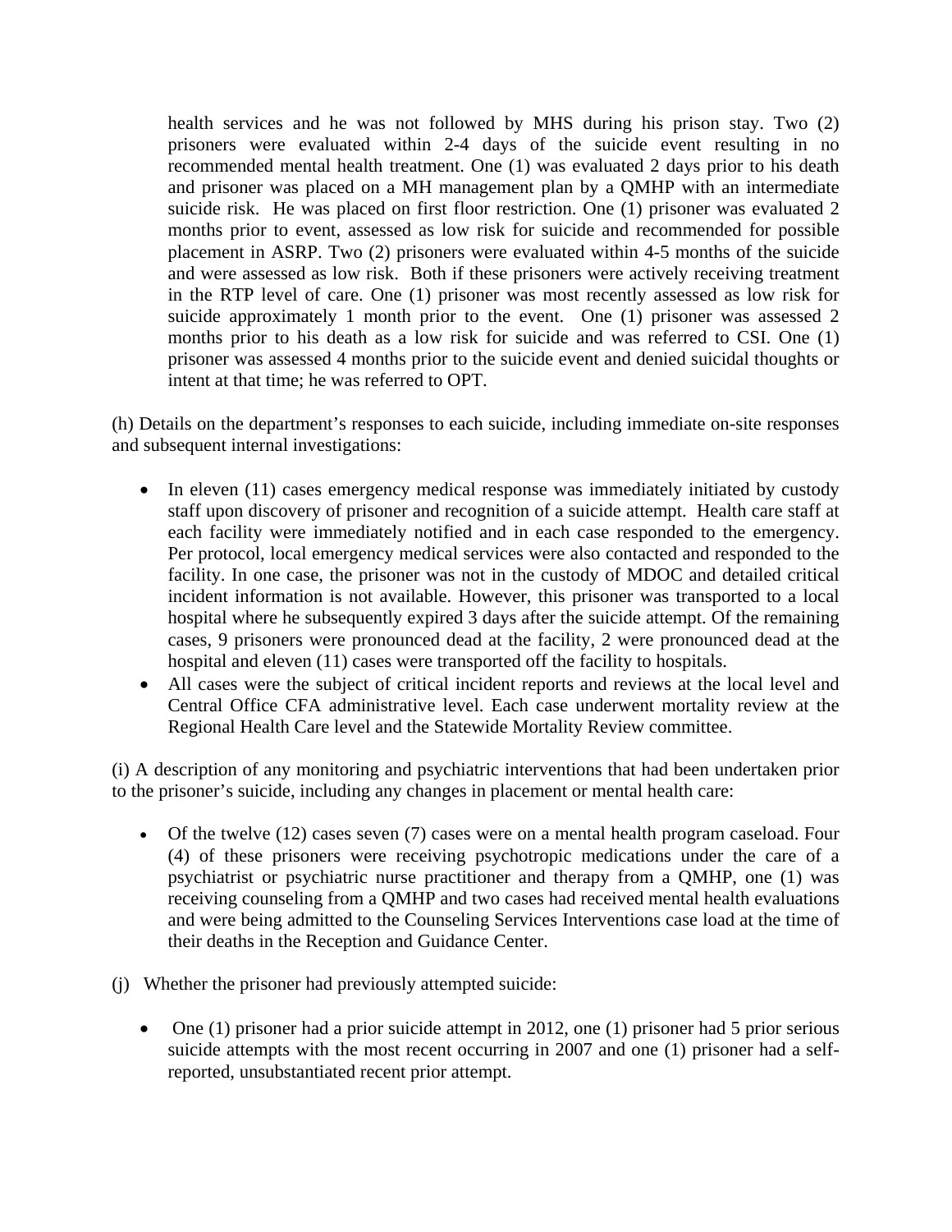health services and he was not followed by MHS during his prison stay. Two (2) prisoners were evaluated within 2-4 days of the suicide event resulting in no recommended mental health treatment. One (1) was evaluated 2 days prior to his death and prisoner was placed on a MH management plan by a QMHP with an intermediate suicide risk. He was placed on first floor restriction. One (1) prisoner was evaluated 2 months prior to event, assessed as low risk for suicide and recommended for possible placement in ASRP. Two (2) prisoners were evaluated within 4-5 months of the suicide and were assessed as low risk. Both if these prisoners were actively receiving treatment in the RTP level of care. One (1) prisoner was most recently assessed as low risk for suicide approximately 1 month prior to the event. One (1) prisoner was assessed 2 months prior to his death as a low risk for suicide and was referred to CSI. One (1) prisoner was assessed 4 months prior to the suicide event and denied suicidal thoughts or intent at that time; he was referred to OPT.

(h) Details on the department's responses to each suicide, including immediate on-site responses and subsequent internal investigations:

- In eleven (11) cases emergency medical response was immediately initiated by custody staff upon discovery of prisoner and recognition of a suicide attempt. Health care staff at each facility were immediately notified and in each case responded to the emergency. Per protocol, local emergency medical services were also contacted and responded to the facility. In one case, the prisoner was not in the custody of MDOC and detailed critical incident information is not available. However, this prisoner was transported to a local hospital where he subsequently expired 3 days after the suicide attempt. Of the remaining cases, 9 prisoners were pronounced dead at the facility, 2 were pronounced dead at the hospital and eleven (11) cases were transported off the facility to hospitals.
- All cases were the subject of critical incident reports and reviews at the local level and Central Office CFA administrative level. Each case underwent mortality review at the Regional Health Care level and the Statewide Mortality Review committee.

(i) A description of any monitoring and psychiatric interventions that had been undertaken prior to the prisoner's suicide, including any changes in placement or mental health care:

- Of the twelve (12) cases seven (7) cases were on a mental health program caseload. Four (4) of these prisoners were receiving psychotropic medications under the care of a psychiatrist or psychiatric nurse practitioner and therapy from a QMHP, one (1) was receiving counseling from a QMHP and two cases had received mental health evaluations and were being admitted to the Counseling Services Interventions case load at the time of their deaths in the Reception and Guidance Center.

(j) Whether the prisoner had previously attempted suicide:

- One (1) prisoner had a prior suicide attempt in 2012, one (1) prisoner had 5 prior serious suicide attempts with the most recent occurring in 2007 and one (1) prisoner had a self-reported, unsubstantiated recent prior attempt.